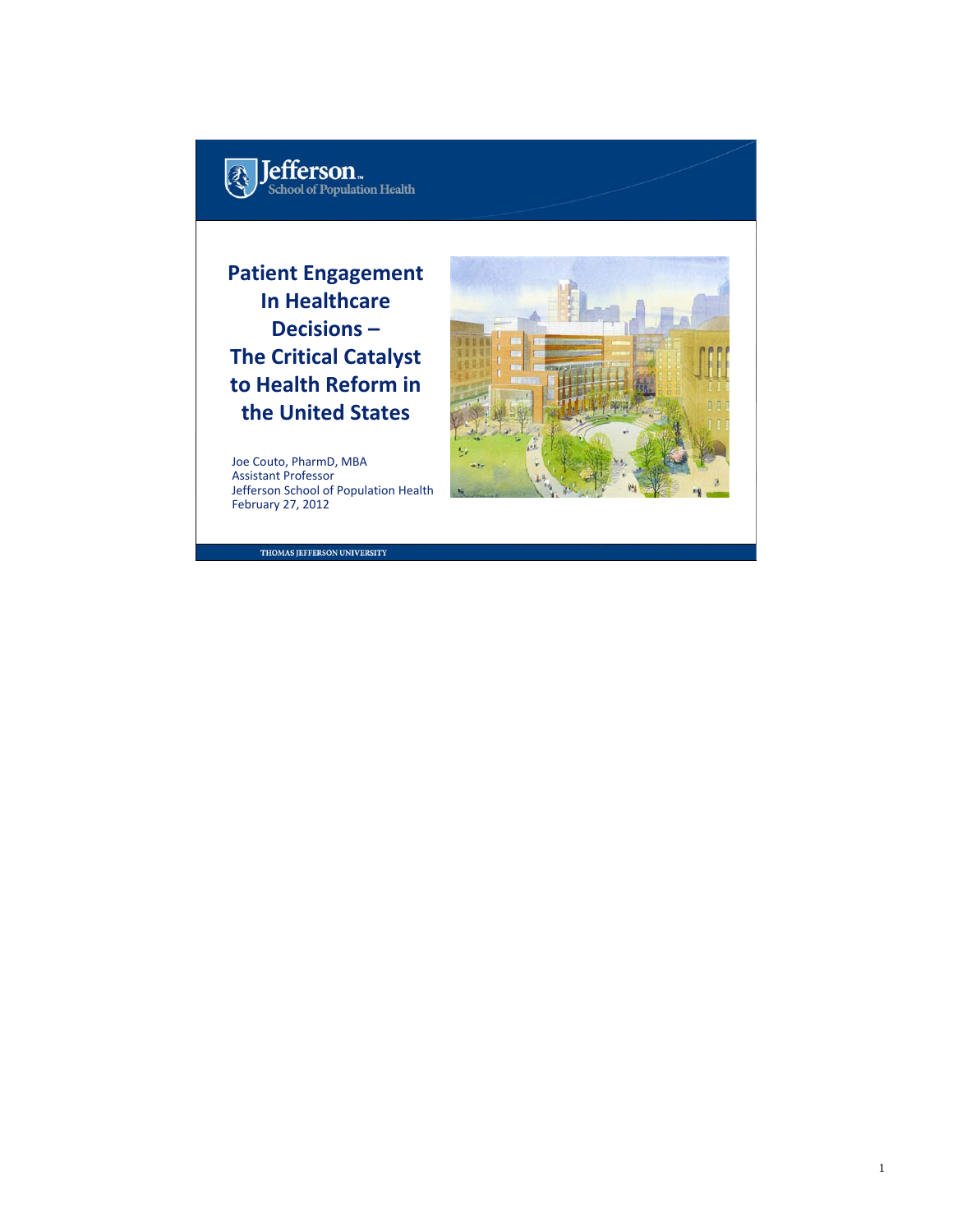Jefferson School of Population Health

# Patient Engagement In Healthcare Decisions – The Critical Catalyst to Health Reform in the United States

Joe Couto, PharmD, MBA
Assistant Professor
Jefferson School of Population Health
February 27, 2012

THOMAS JEFFERSON UNIVERSITY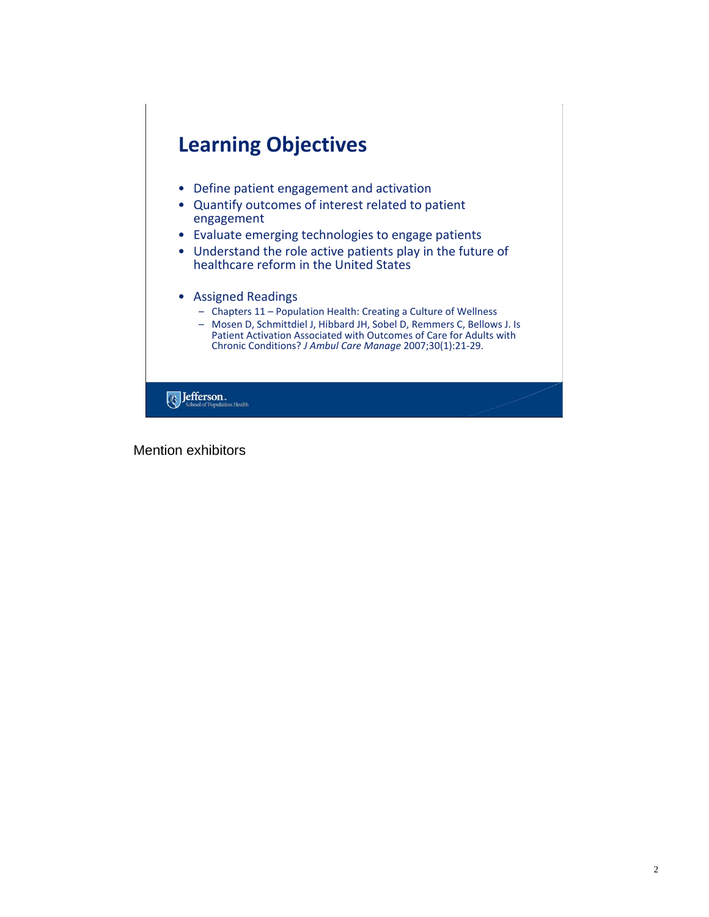## Learning Objectives

- Define patient engagement and activation
- Quantify outcomes of interest related to patient engagement
- Evaluate emerging technologies to engage patients
- Understand the role active patients play in the future of healthcare reform in the United States

- Assigned Readings
  - Chapters 11 – Population Health: Creating a Culture of Wellness
  - Mosen D, Schmittdiel J, Hibbard JH, Sobel D, Remmers C, Bellows J. Is Patient Activation Associated with Outcomes of Care for Adults with Chronic Conditions? *J Ambul Care Manage* 2007;30(1):21-29.

Jefferson. School of Population Health

Mention exhibitors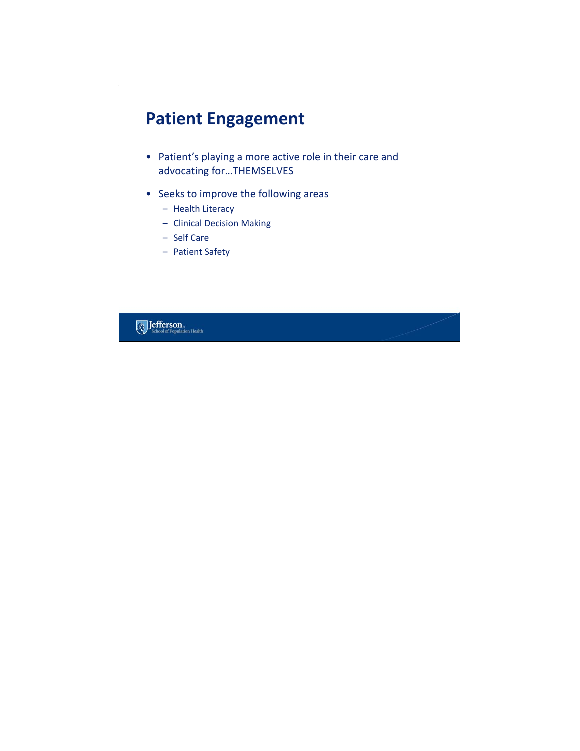# Patient Engagement

- Patient's playing a more active role in their care and advocating for…THEMSELVES
- Seeks to improve the following areas
  - Health Literacy
  - Clinical Decision Making
  - Self Care
  - Patient Safety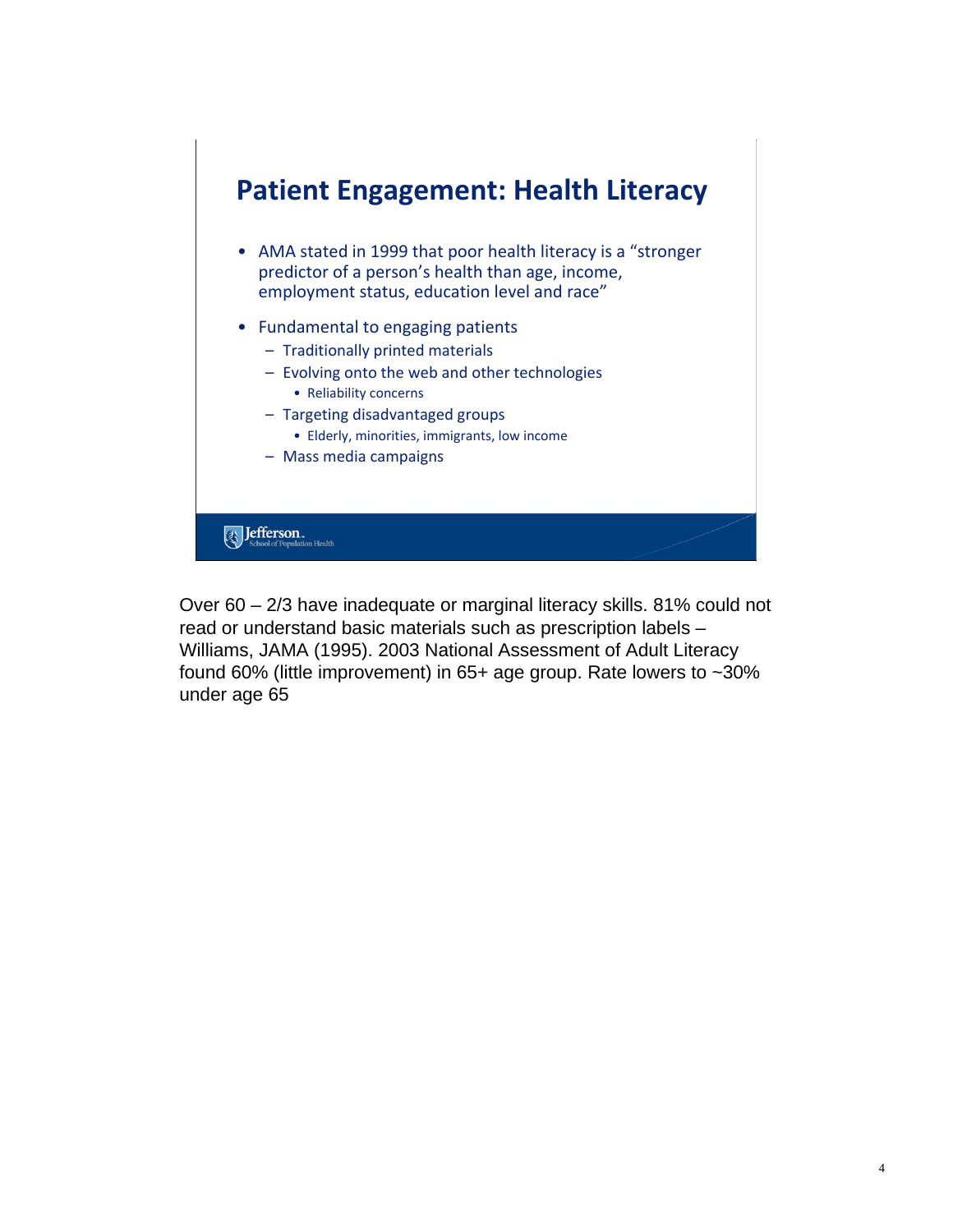## Patient Engagement: Health Literacy

- AMA stated in 1999 that poor health literacy is a "stronger predictor of a person's health than age, income, employment status, education level and race"
- Fundamental to engaging patients
  - Traditionally printed materials
  - Evolving onto the web and other technologies
    - Reliability concerns
  - Targeting disadvantaged groups
    - Elderly, minorities, immigrants, low income
  - Mass media campaigns

Jefferson. School of Population Health

Over 60 – 2/3 have inadequate or marginal literacy skills. 81% could not read or understand basic materials such as prescription labels – Williams, JAMA (1995). 2003 National Assessment of Adult Literacy found 60% (little improvement) in 65+ age group. Rate lowers to ~30% under age 65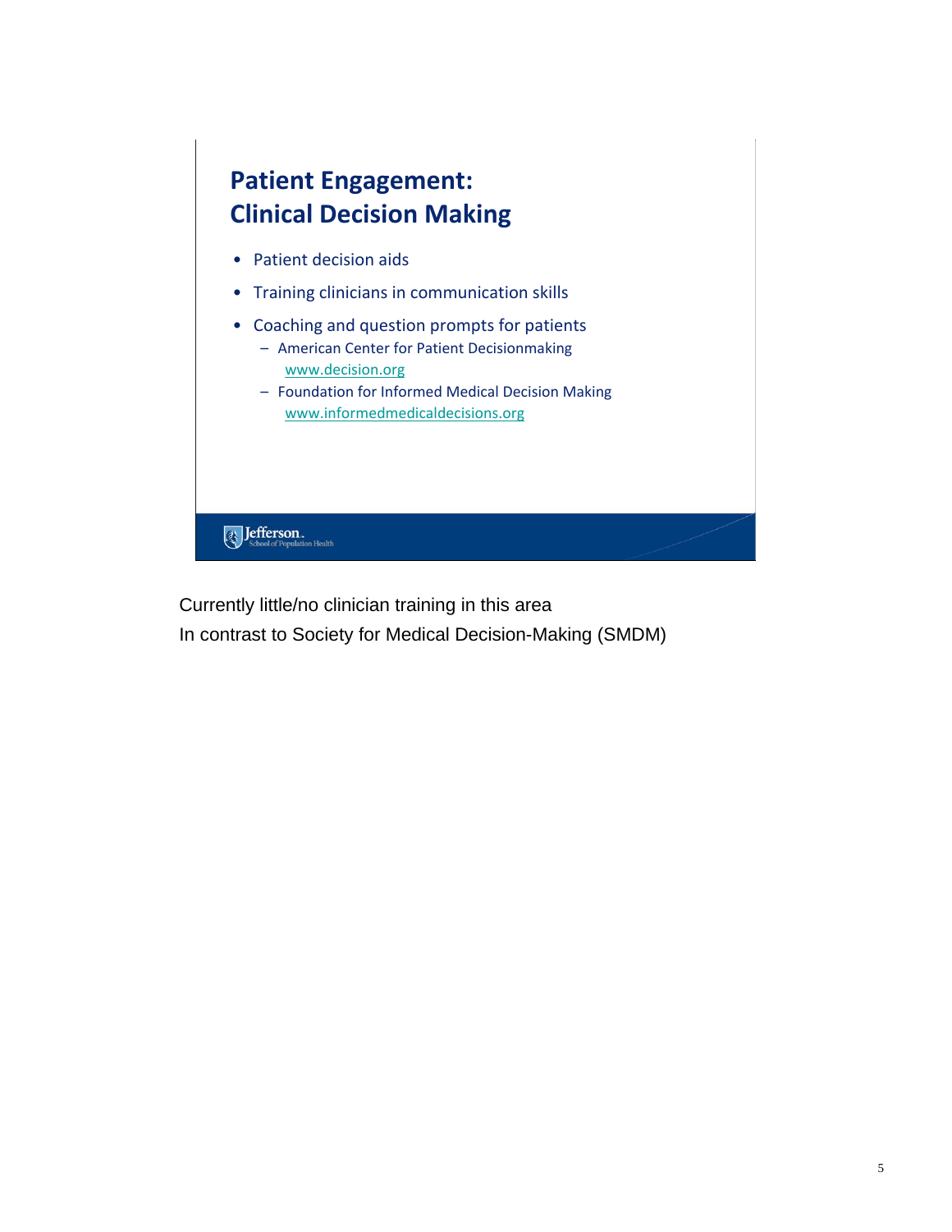## Patient Engagement: Clinical Decision Making

- Patient decision aids
- Training clinicians in communication skills
- Coaching and question prompts for patients
  - American Center for Patient Decisionmaking
    www.decision.org
  - Foundation for Informed Medical Decision Making
    www.informedmedicaldecisions.org

Jefferson. School of Population Health

Currently little/no clinician training in this area

In contrast to Society for Medical Decision-Making (SMDM)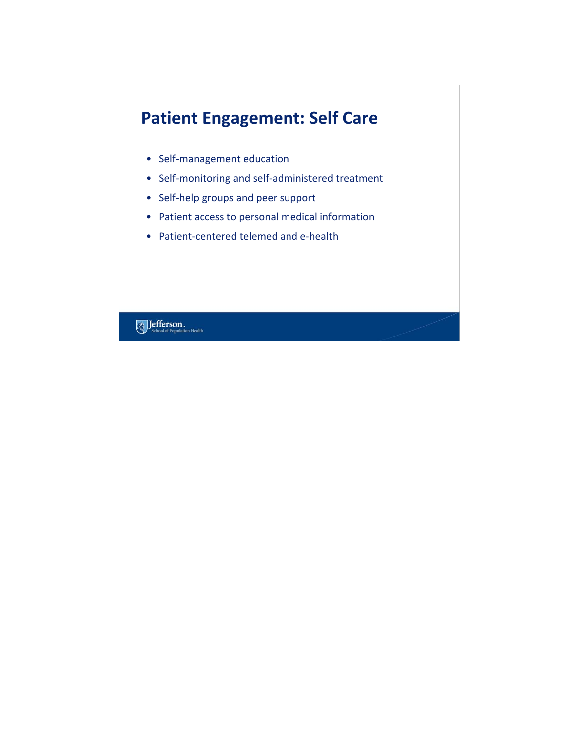# Patient Engagement: Self Care

- Self-management education
- Self-monitoring and self-administered treatment
- Self-help groups and peer support
- Patient access to personal medical information
- Patient-centered telemed and e-health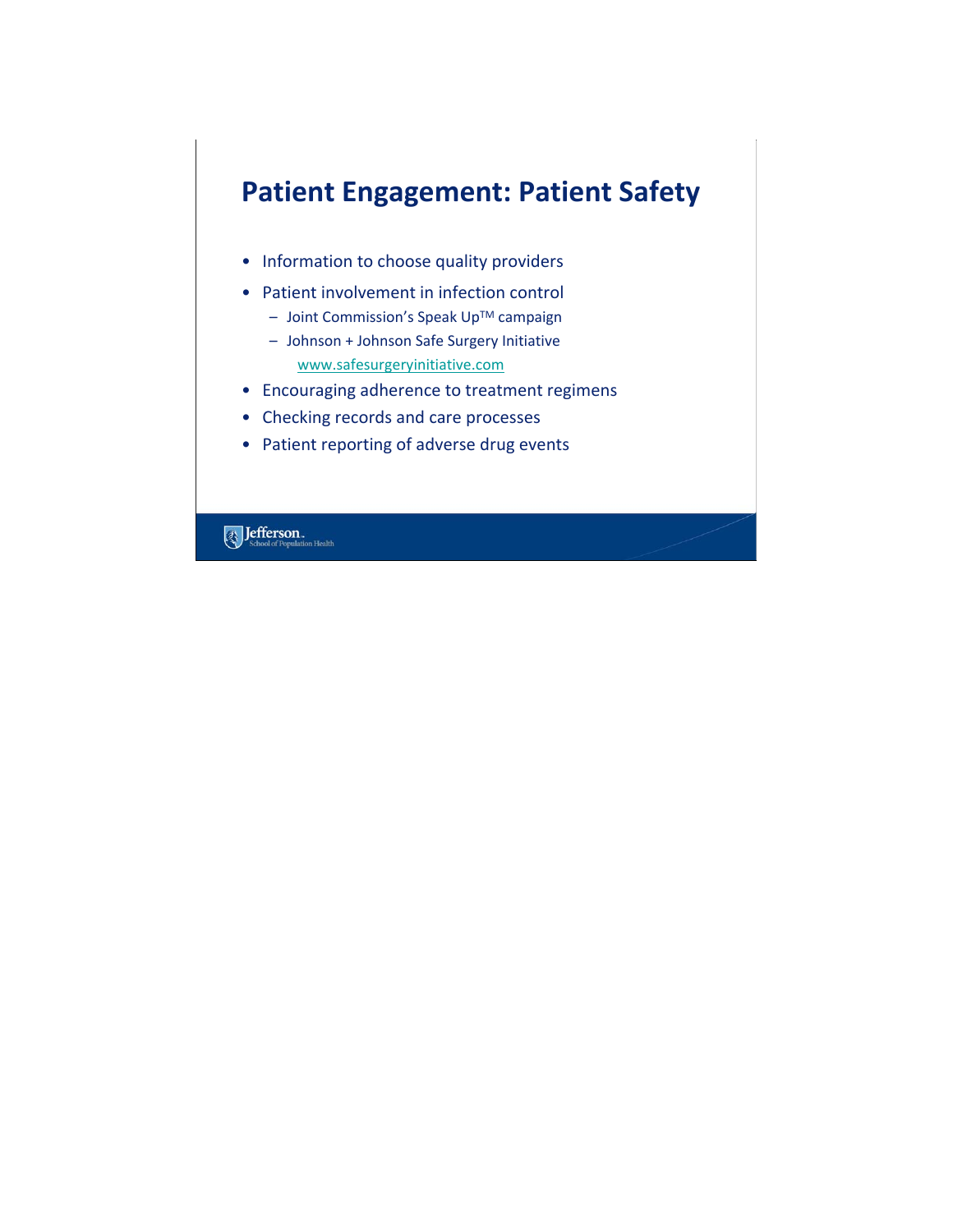# Patient Engagement: Patient Safety

- Information to choose quality providers
- Patient involvement in infection control
  - Joint Commission's Speak Up$^{TM}$ campaign
  - Johnson + Johnson Safe Surgery Initiative
    www.safesurgeryinitiative.com
- Encouraging adherence to treatment regimens
- Checking records and care processes
- Patient reporting of adverse drug events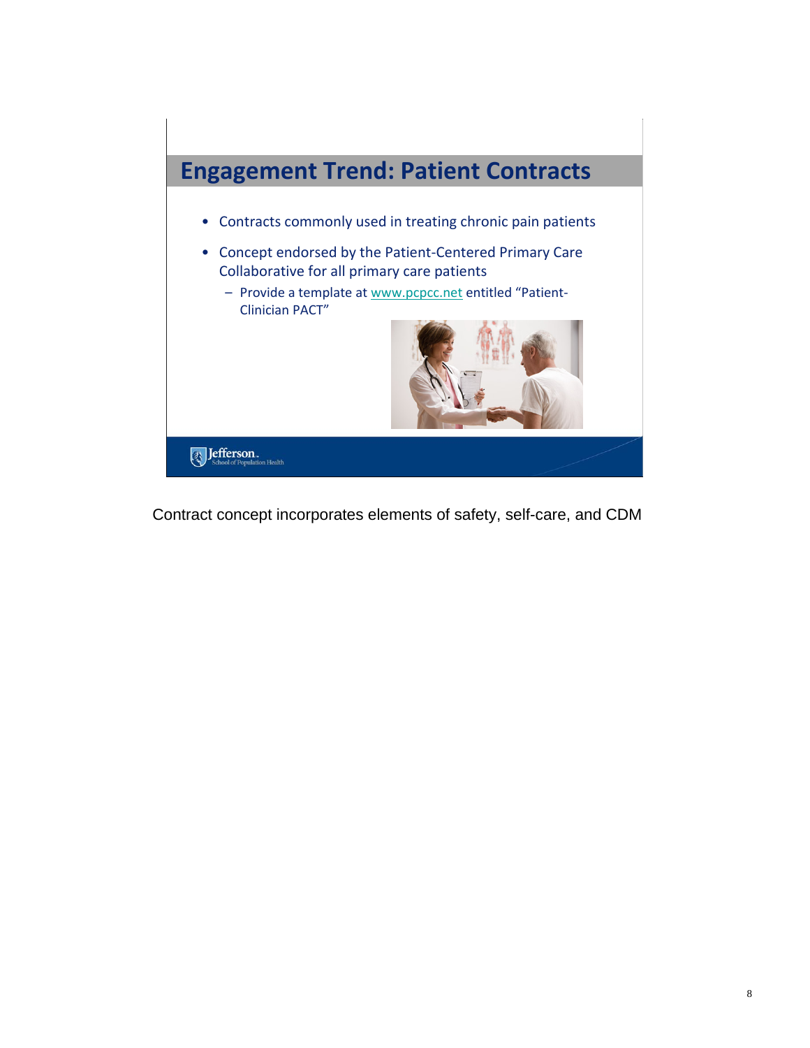## Engagement Trend: Patient Contracts

- Contracts commonly used in treating chronic pain patients
- Concept endorsed by the Patient-Centered Primary Care Collaborative for all primary care patients
  - Provide a template at www.pcpcc.net entitled "Patient-Clinician PACT"

Jefferson. School of Population Health

Contract concept incorporates elements of safety, self-care, and CDM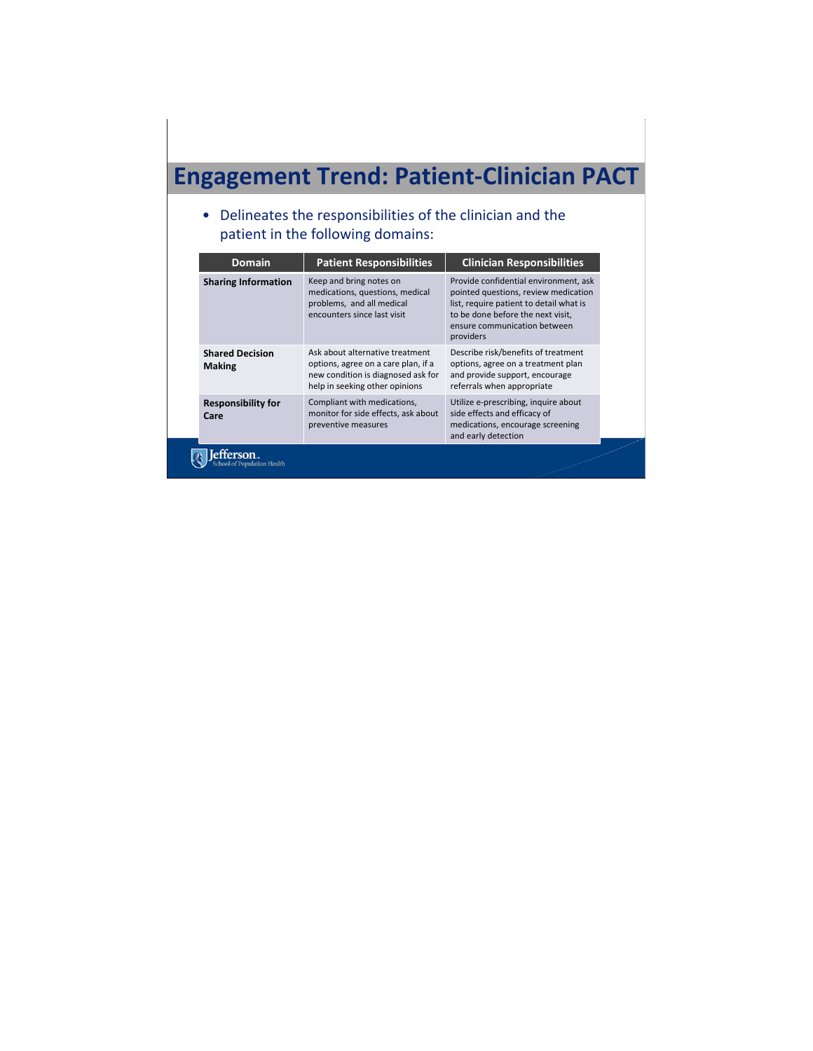# Engagement Trend: Patient-Clinician PACT

- Delineates the responsibilities of the clinician and the patient in the following domains:

| Domain | Patient Responsibilities | Clinician Responsibilities |
|---|---|---|
| **Sharing Information** | Keep and bring notes on medications, questions, medical problems, and all medical encounters since last visit | Provide confidential environment, ask pointed questions, review medication list, require patient to detail what is to be done before the next visit, ensure communication between providers |
| **Shared Decision Making** | Ask about alternative treatment options, agree on a care plan, if a new condition is diagnosed ask for help in seeking other opinions | Describe risk/benefits of treatment options, agree on a treatment plan and provide support, encourage referrals when appropriate |
| **Responsibility for Care** | Compliant with medications, monitor for side effects, ask about preventive measures | Utilize e-prescribing, inquire about side effects and efficacy of medications, encourage screening and early detection |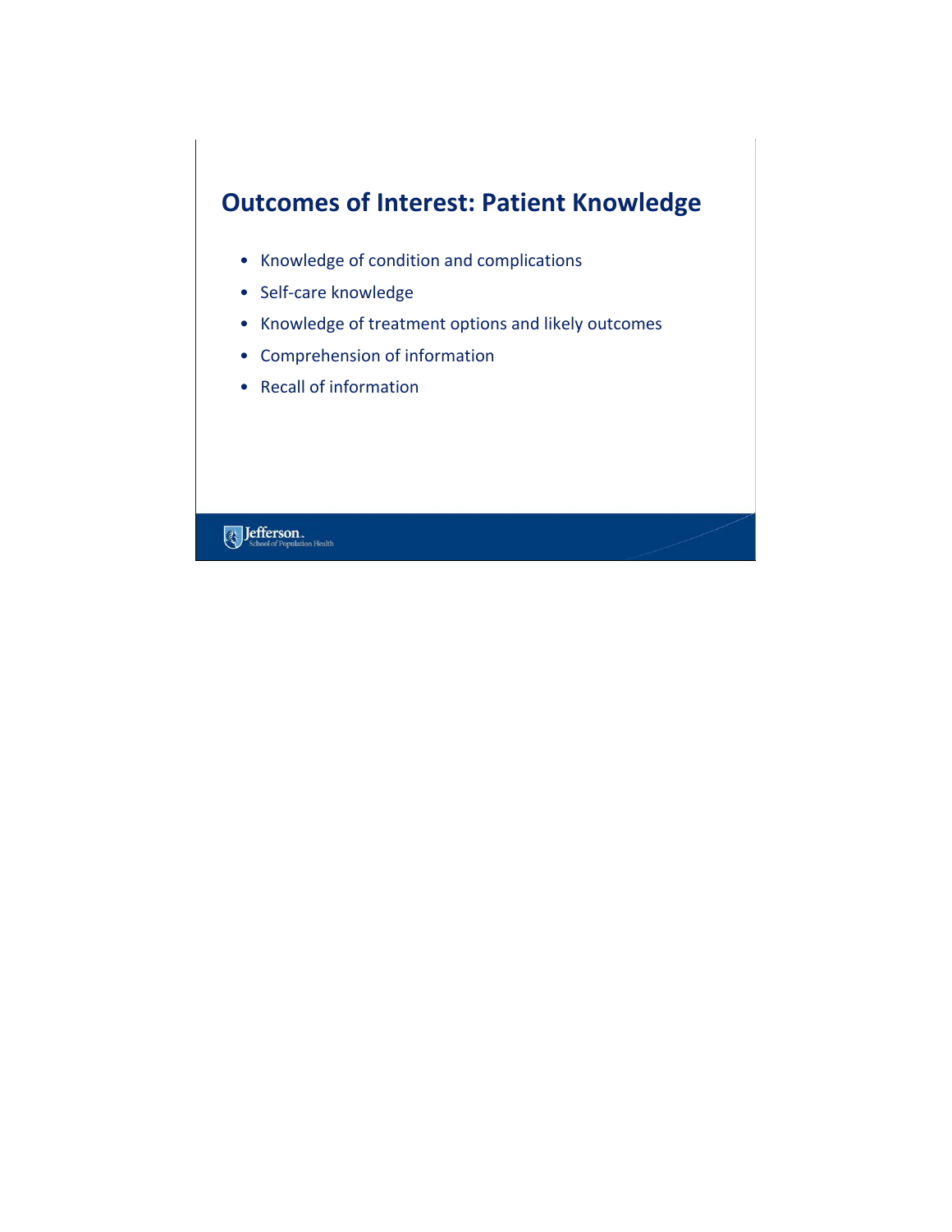## Outcomes of Interest: Patient Knowledge

- Knowledge of condition and complications
- Self-care knowledge
- Knowledge of treatment options and likely outcomes
- Comprehension of information
- Recall of information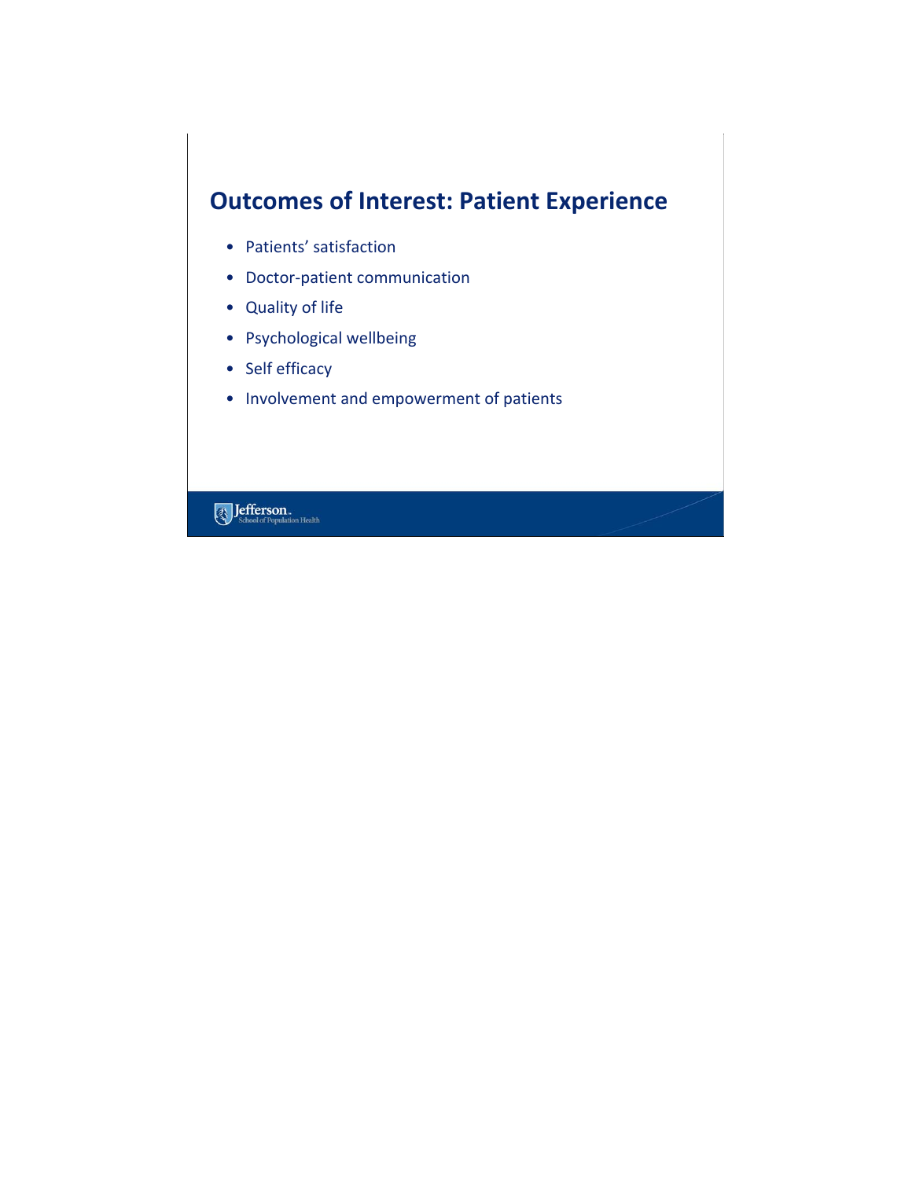## Outcomes of Interest: Patient Experience

- Patients' satisfaction
- Doctor-patient communication
- Quality of life
- Psychological wellbeing
- Self efficacy
- Involvement and empowerment of patients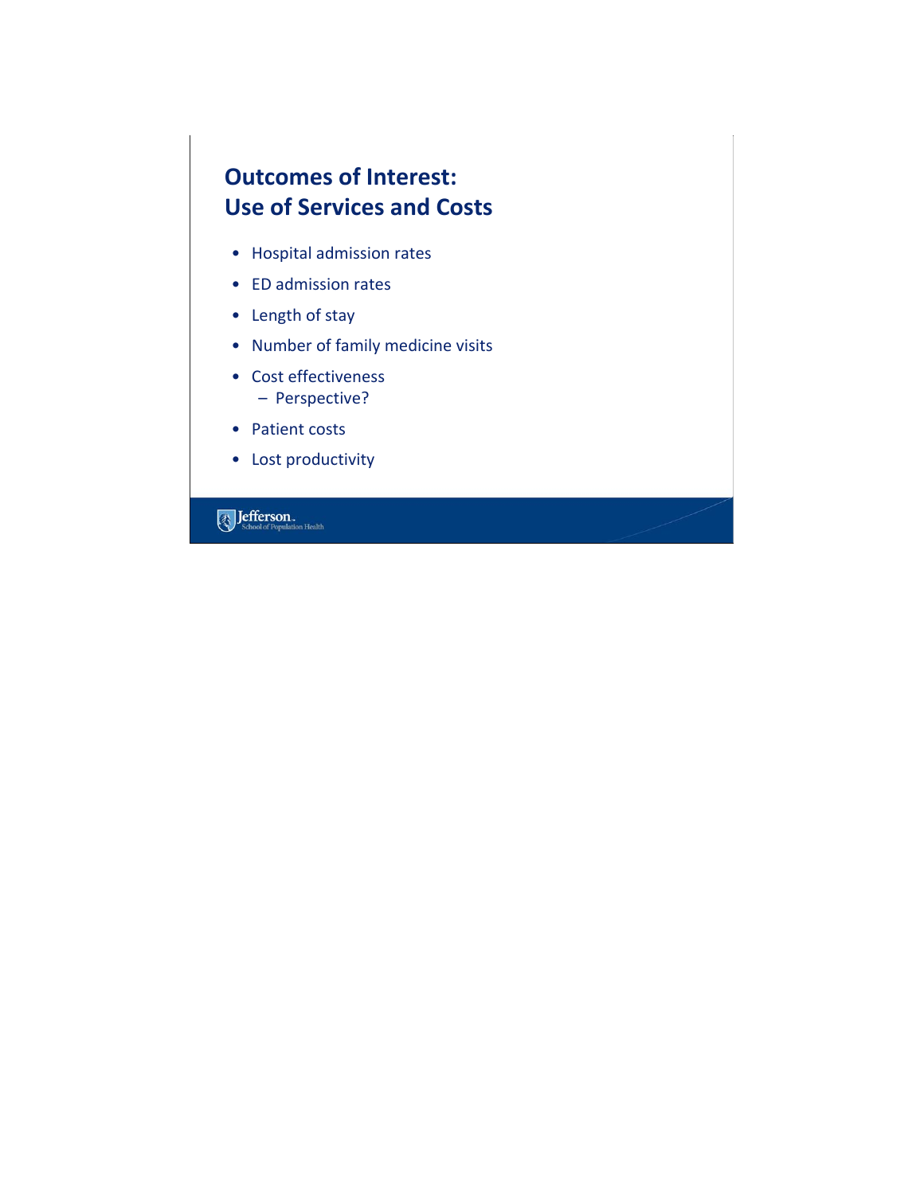## Outcomes of Interest: Use of Services and Costs

- Hospital admission rates
- ED admission rates
- Length of stay
- Number of family medicine visits
- Cost effectiveness
  - Perspective?
- Patient costs
- Lost productivity

Jefferson. School of Population Health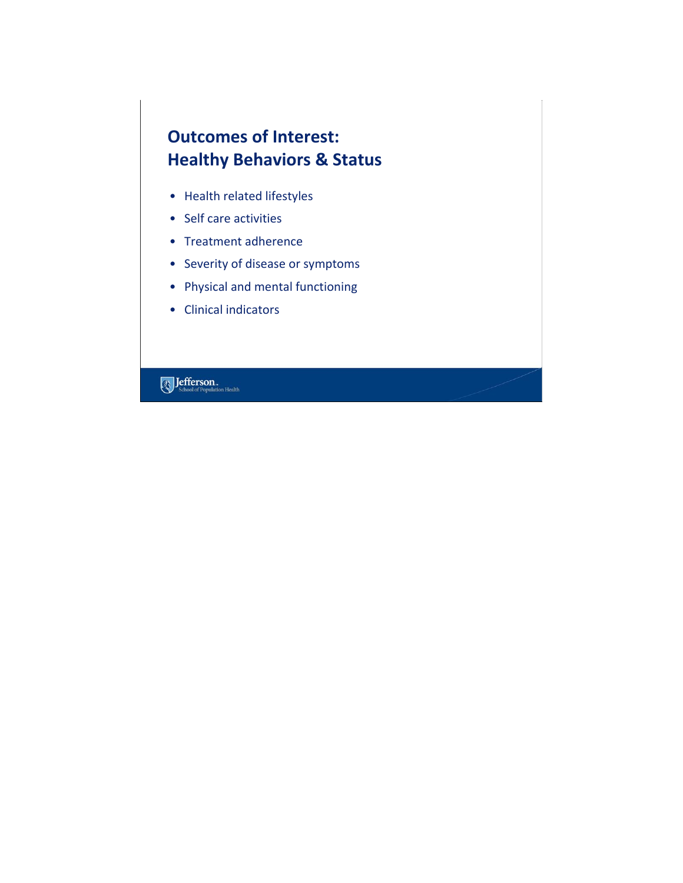## Outcomes of Interest: Healthy Behaviors & Status

- Health related lifestyles
- Self care activities
- Treatment adherence
- Severity of disease or symptoms
- Physical and mental functioning
- Clinical indicators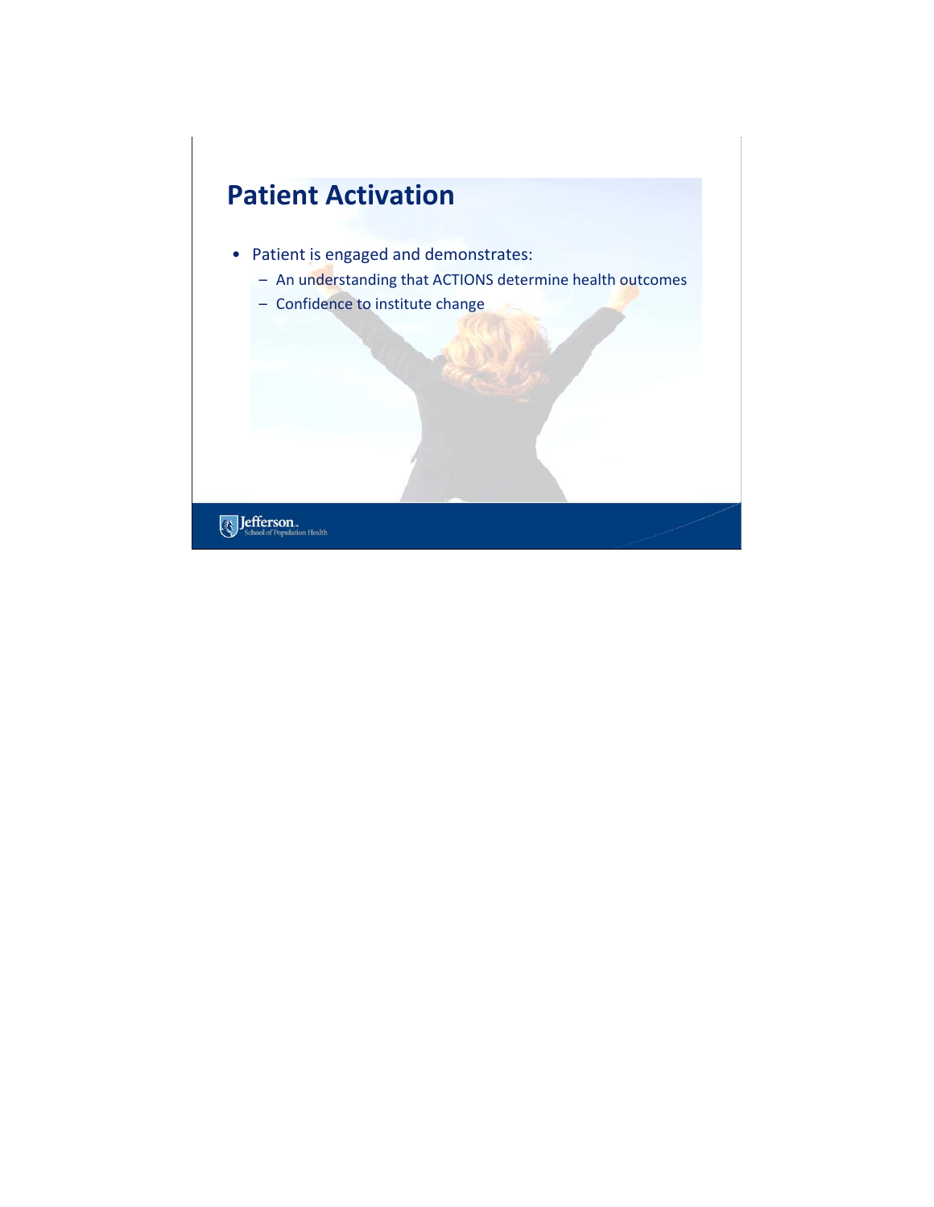# Patient Activation

- Patient is engaged and demonstrates:
  - An understanding that ACTIONS determine health outcomes
  - Confidence to institute change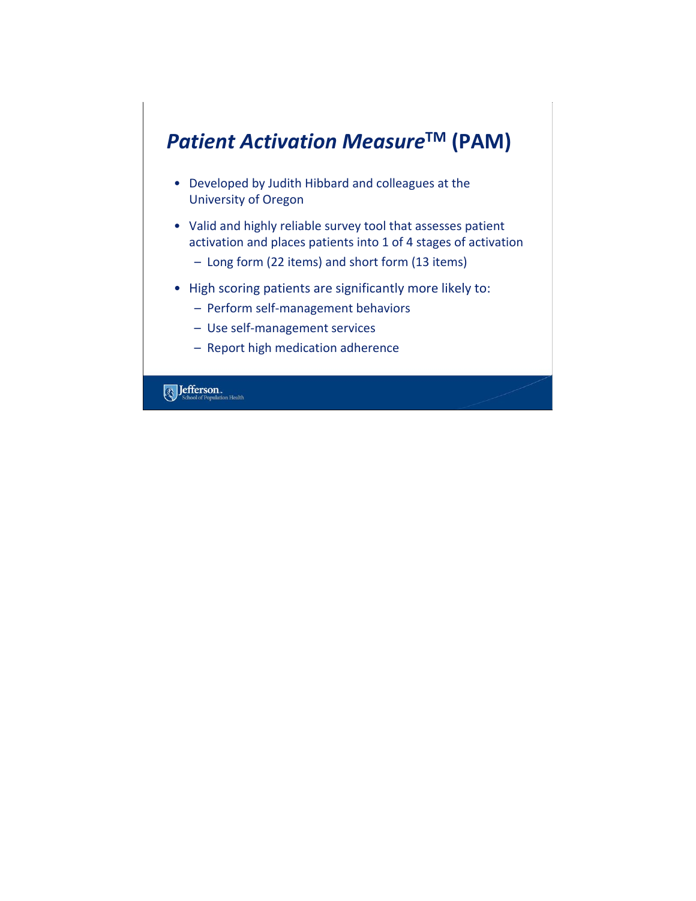# *Patient Activation Measure*™ (PAM)

- Developed by Judith Hibbard and colleagues at the University of Oregon
- Valid and highly reliable survey tool that assesses patient activation and places patients into 1 of 4 stages of activation
  - Long form (22 items) and short form (13 items)
- High scoring patients are significantly more likely to:
  - Perform self-management behaviors
  - Use self-management services
  - Report high medication adherence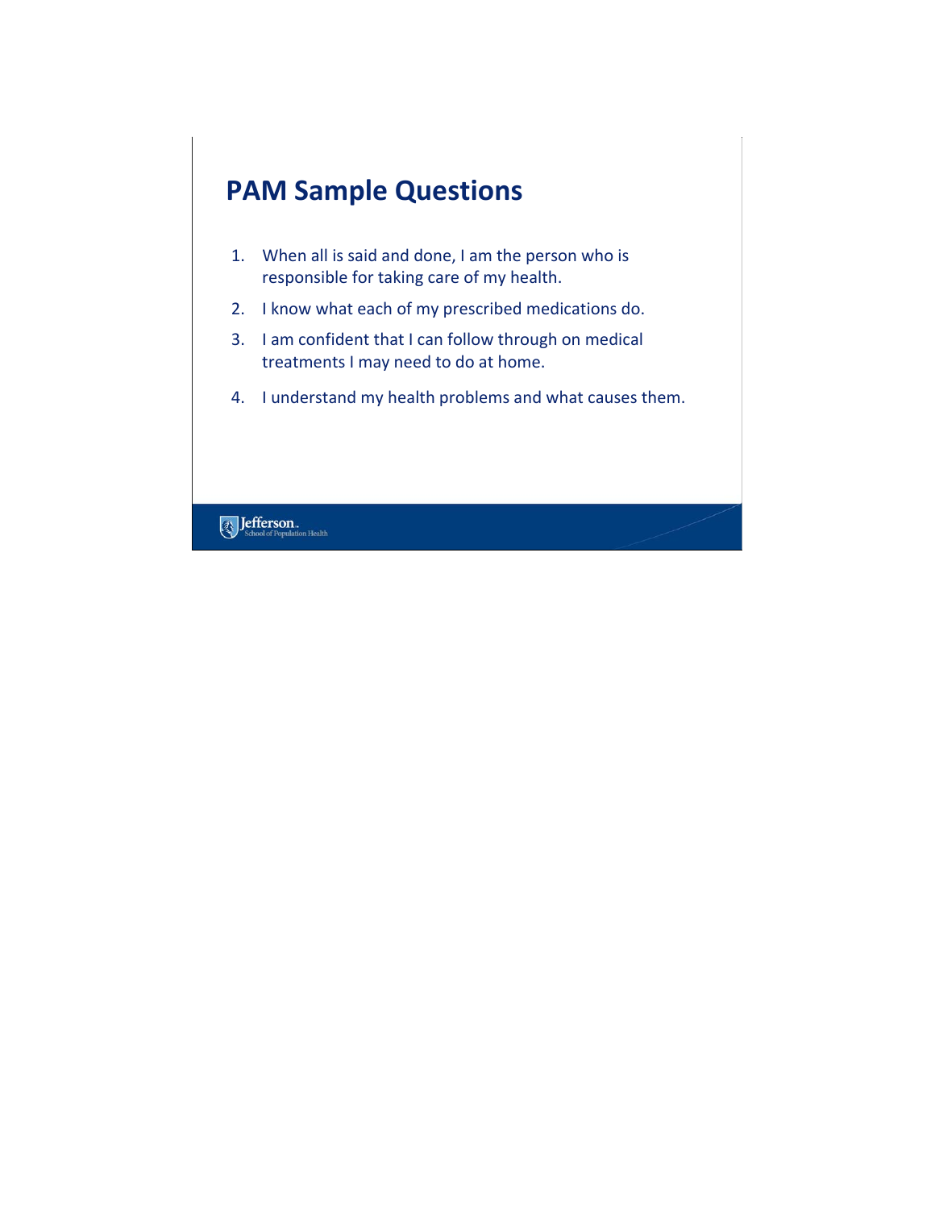# PAM Sample Questions

1. When all is said and done, I am the person who is responsible for taking care of my health.
2. I know what each of my prescribed medications do.
3. I am confident that I can follow through on medical treatments I may need to do at home.
4. I understand my health problems and what causes them.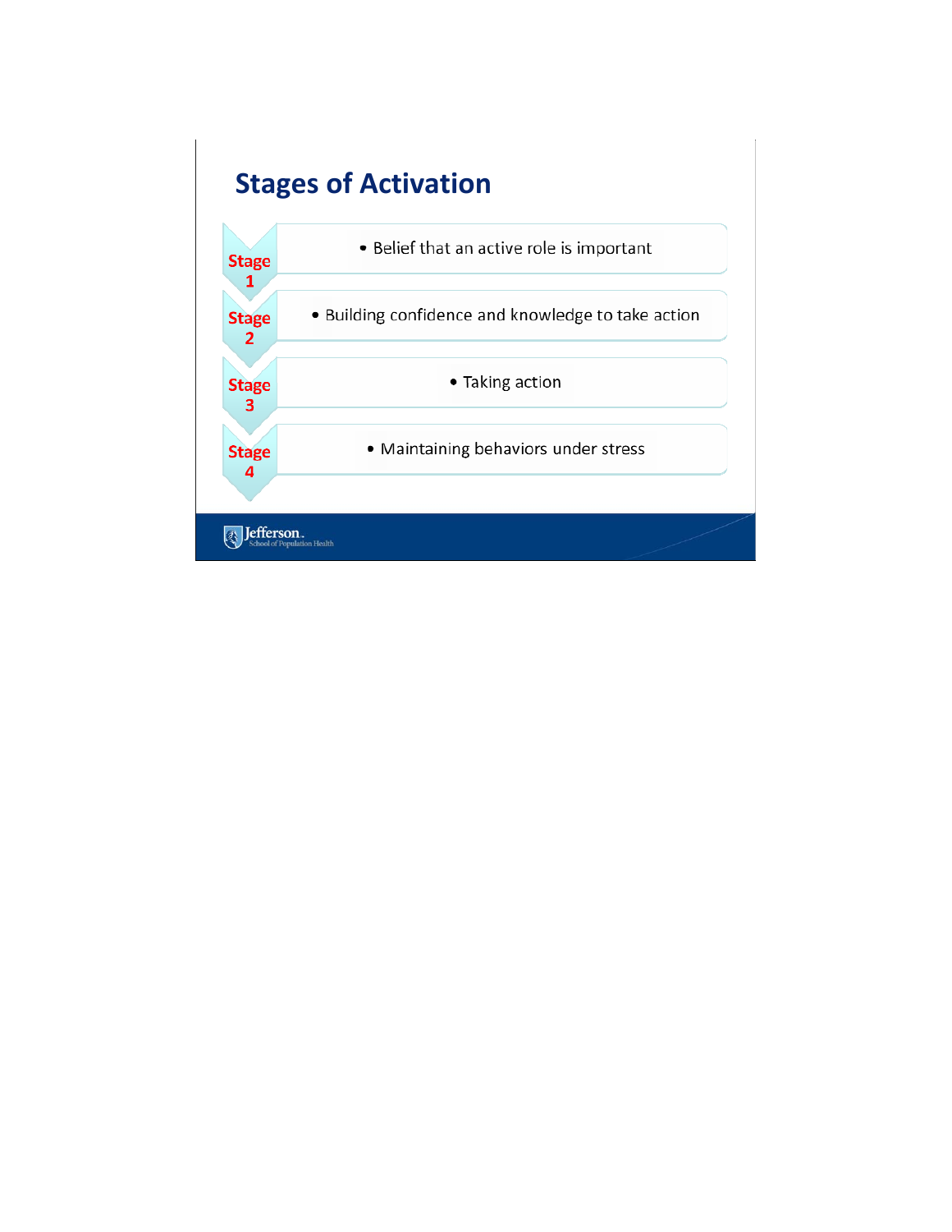# Stages of Activation

- **Stage 1**
  - Belief that an active role is important
- **Stage 2**
  - Building confidence and knowledge to take action
- **Stage 3**
  - Taking action
- **Stage 4**
  - Maintaining behaviors under stress

Jefferson. School of Population Health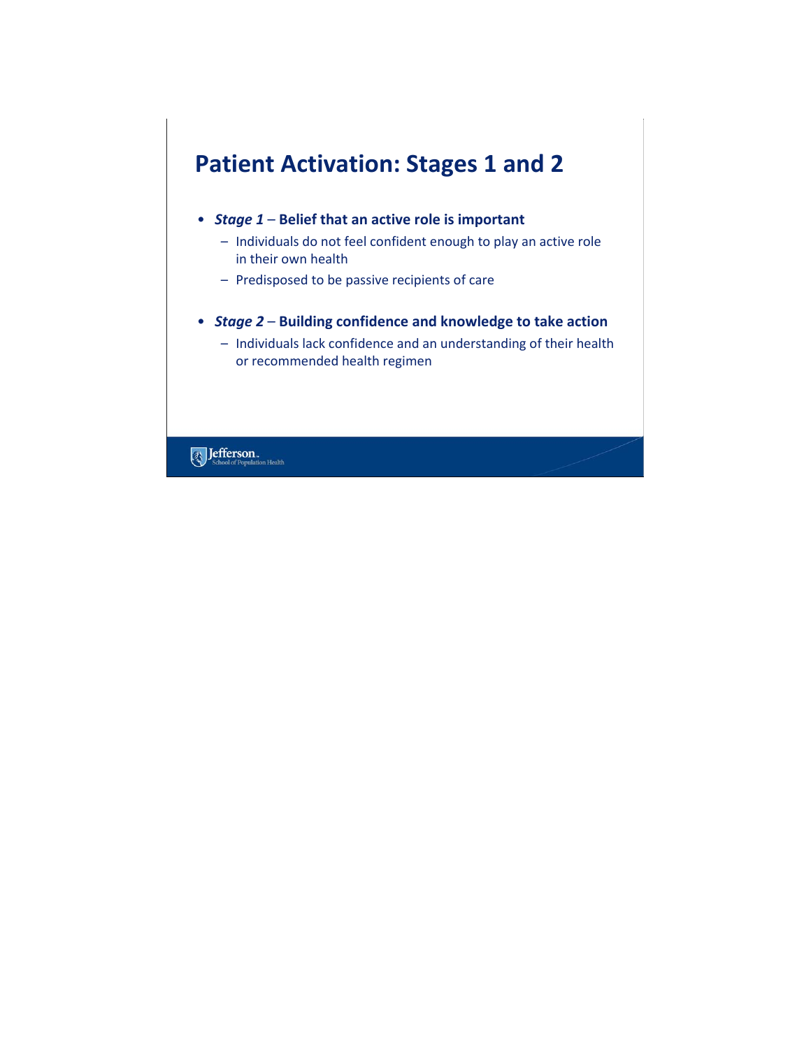# Patient Activation: Stages 1 and 2

- ***Stage 1*** – **Belief that an active role is important**
  - Individuals do not feel confident enough to play an active role in their own health
  - Predisposed to be passive recipients of care

- ***Stage 2*** – **Building confidence and knowledge to take action**
  - Individuals lack confidence and an understanding of their health or recommended health regimen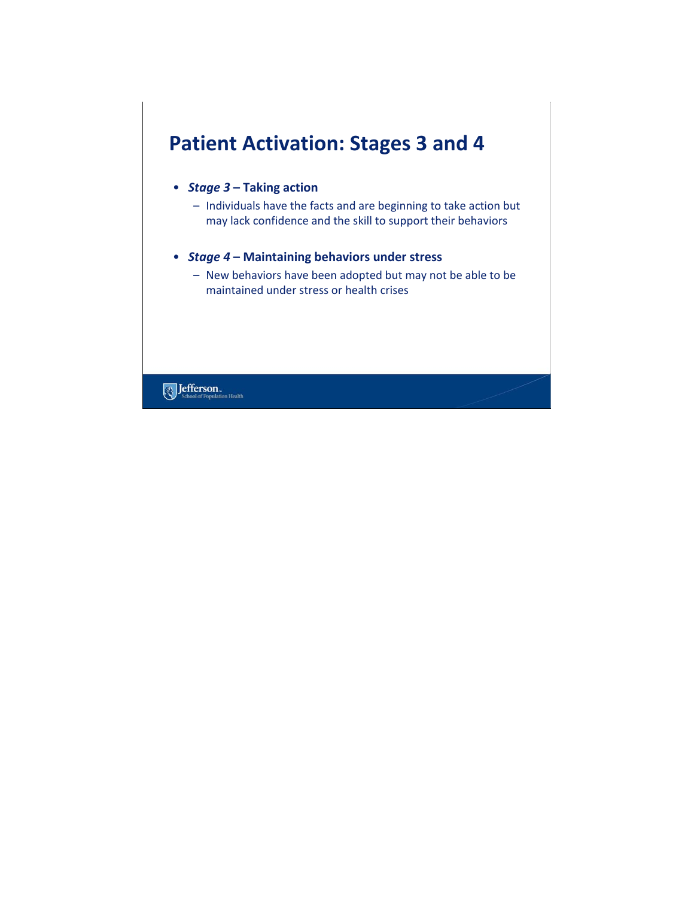# Patient Activation: Stages 3 and 4

- ***Stage 3* – Taking action**
  - Individuals have the facts and are beginning to take action but may lack confidence and the skill to support their behaviors

- ***Stage 4* – Maintaining behaviors under stress**
  - New behaviors have been adopted but may not be able to be maintained under stress or health crises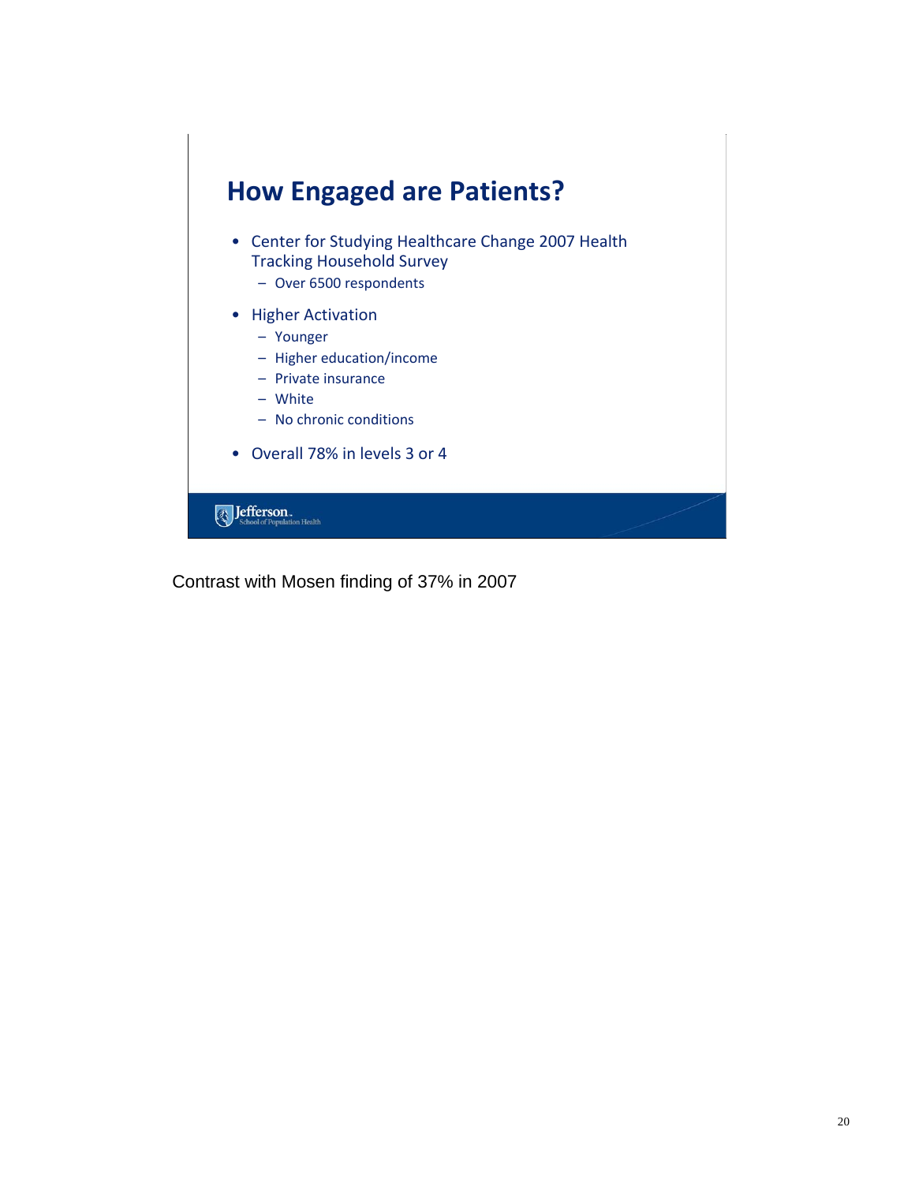## How Engaged are Patients?

- Center for Studying Healthcare Change 2007 Health Tracking Household Survey
  - Over 6500 respondents
- Higher Activation
  - Younger
  - Higher education/income
  - Private insurance
  - White
  - No chronic conditions
- Overall 78% in levels 3 or 4

Jefferson. School of Population Health

Contrast with Mosen finding of 37% in 2007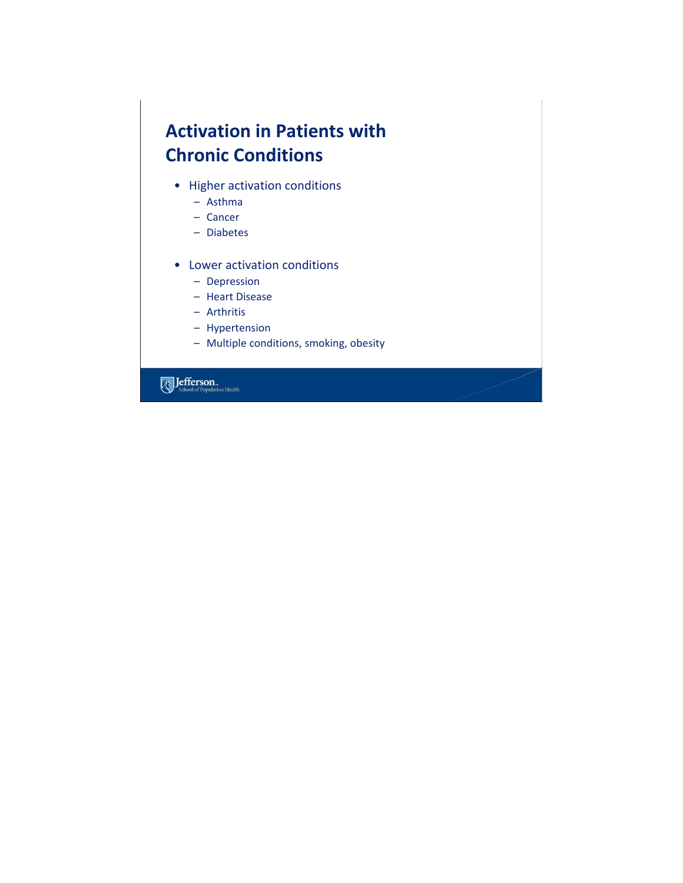# Activation in Patients with Chronic Conditions

- Higher activation conditions
  - Asthma
  - Cancer
  - Diabetes

- Lower activation conditions
  - Depression
  - Heart Disease
  - Arthritis
  - Hypertension
  - Multiple conditions, smoking, obesity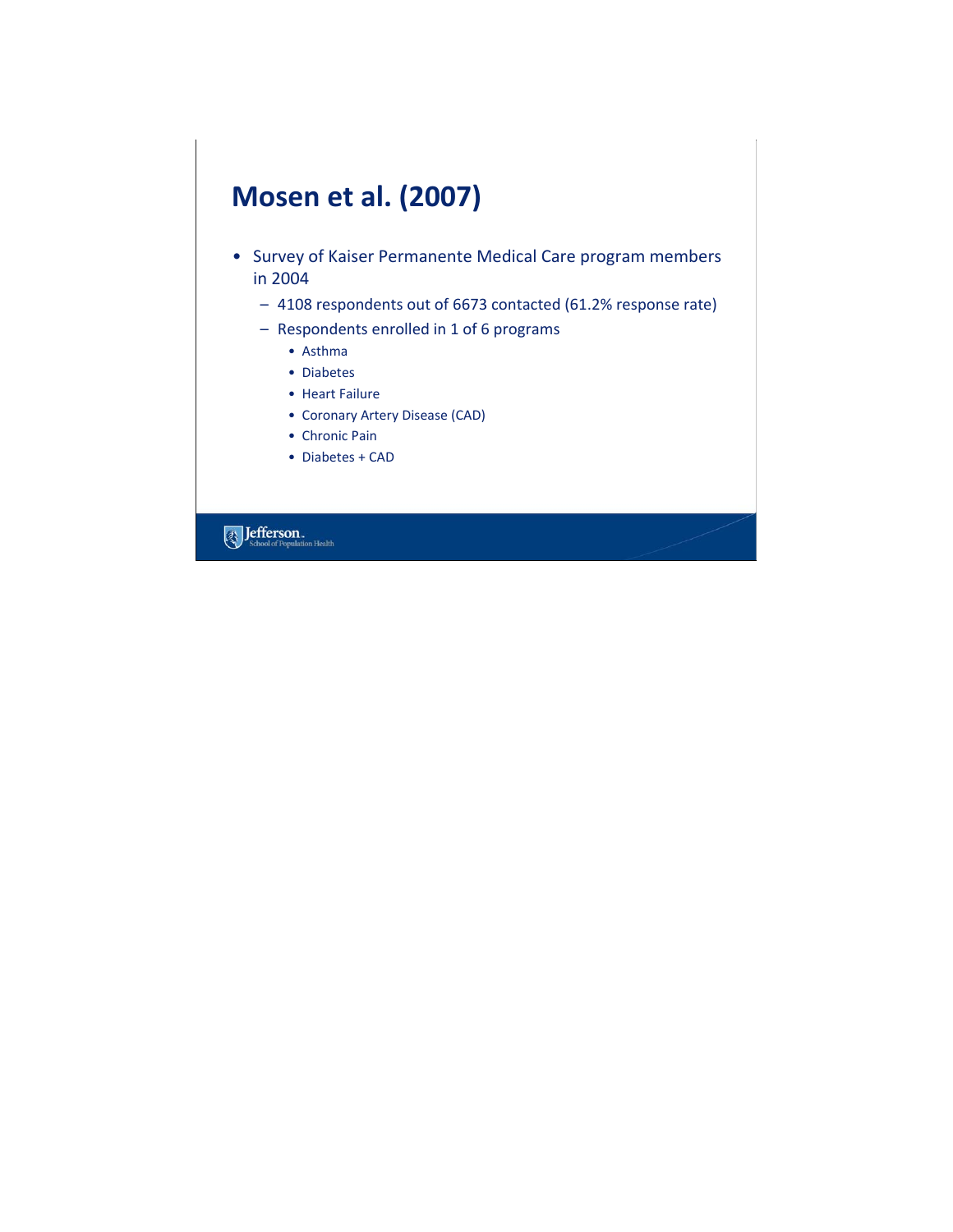# Mosen et al. (2007)

- Survey of Kaiser Permanente Medical Care program members in 2004
  - 4108 respondents out of 6673 contacted (61.2% response rate)
  - Respondents enrolled in 1 of 6 programs
    - Asthma
    - Diabetes
    - Heart Failure
    - Coronary Artery Disease (CAD)
    - Chronic Pain
    - Diabetes + CAD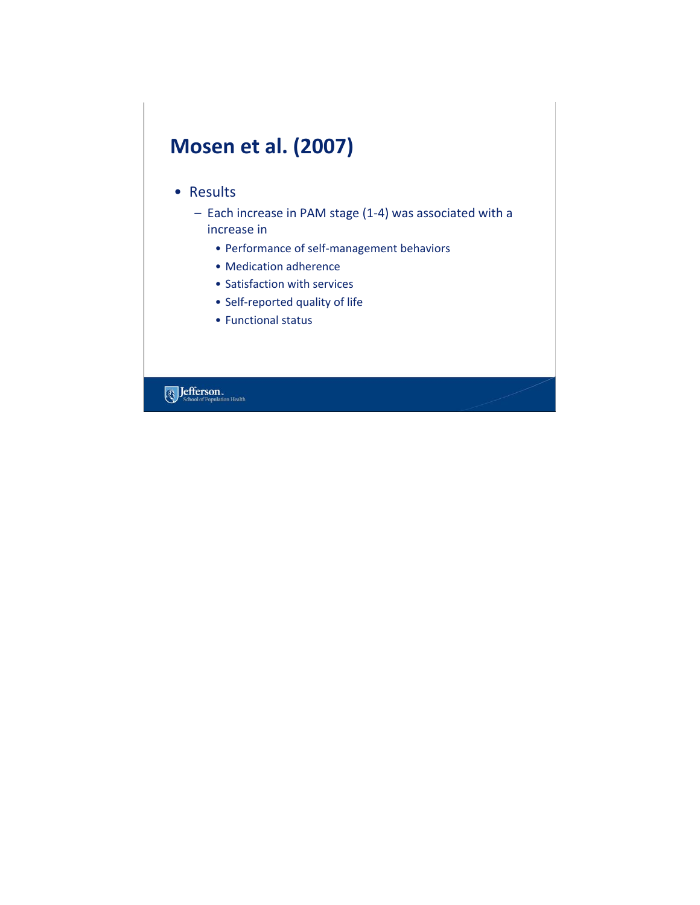# Mosen et al. (2007)

- Results
  - Each increase in PAM stage (1-4) was associated with a increase in
    - Performance of self-management behaviors
    - Medication adherence
    - Satisfaction with services
    - Self-reported quality of life
    - Functional status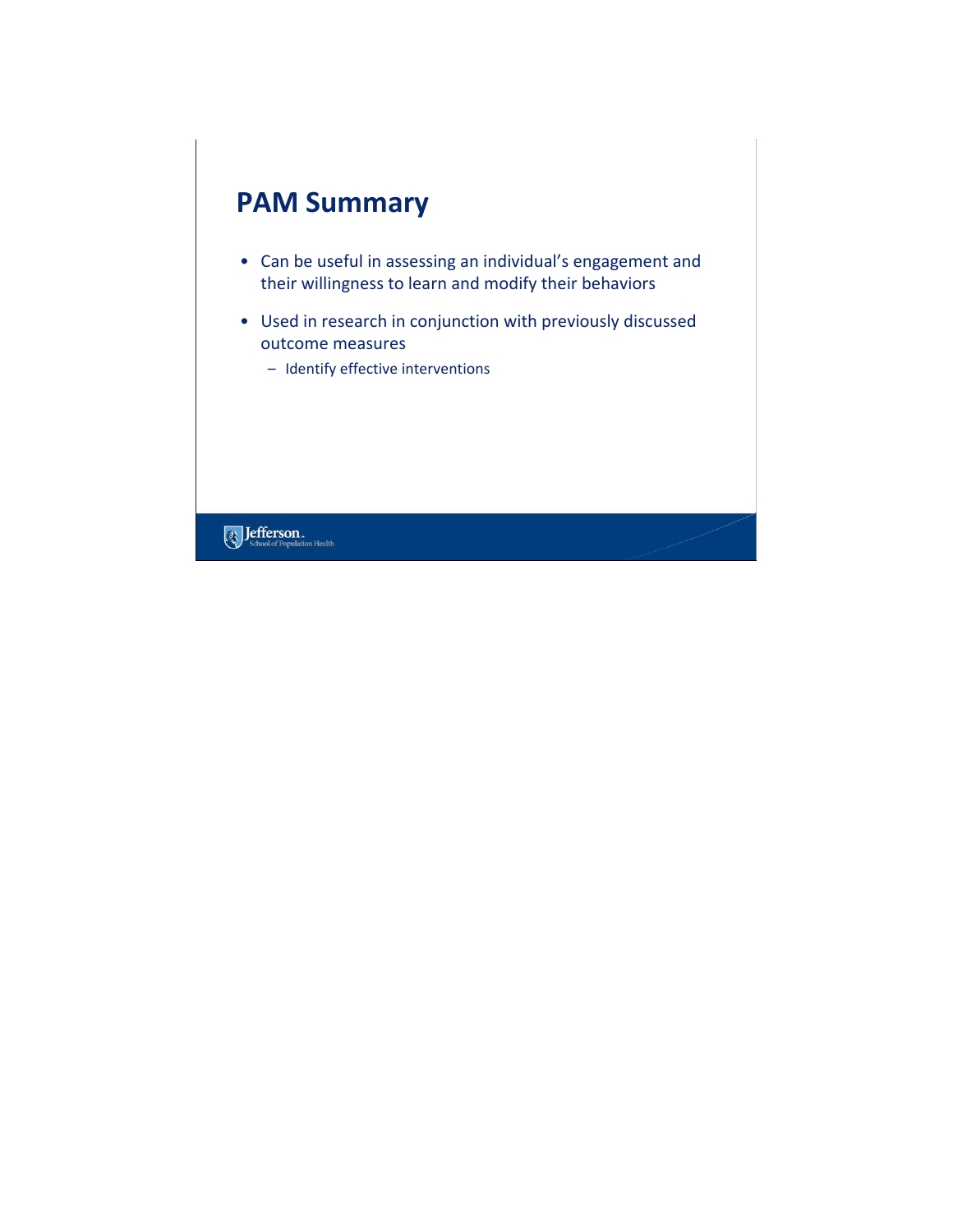# PAM Summary

- Can be useful in assessing an individual's engagement and their willingness to learn and modify their behaviors
- Used in research in conjunction with previously discussed outcome measures
  - Identify effective interventions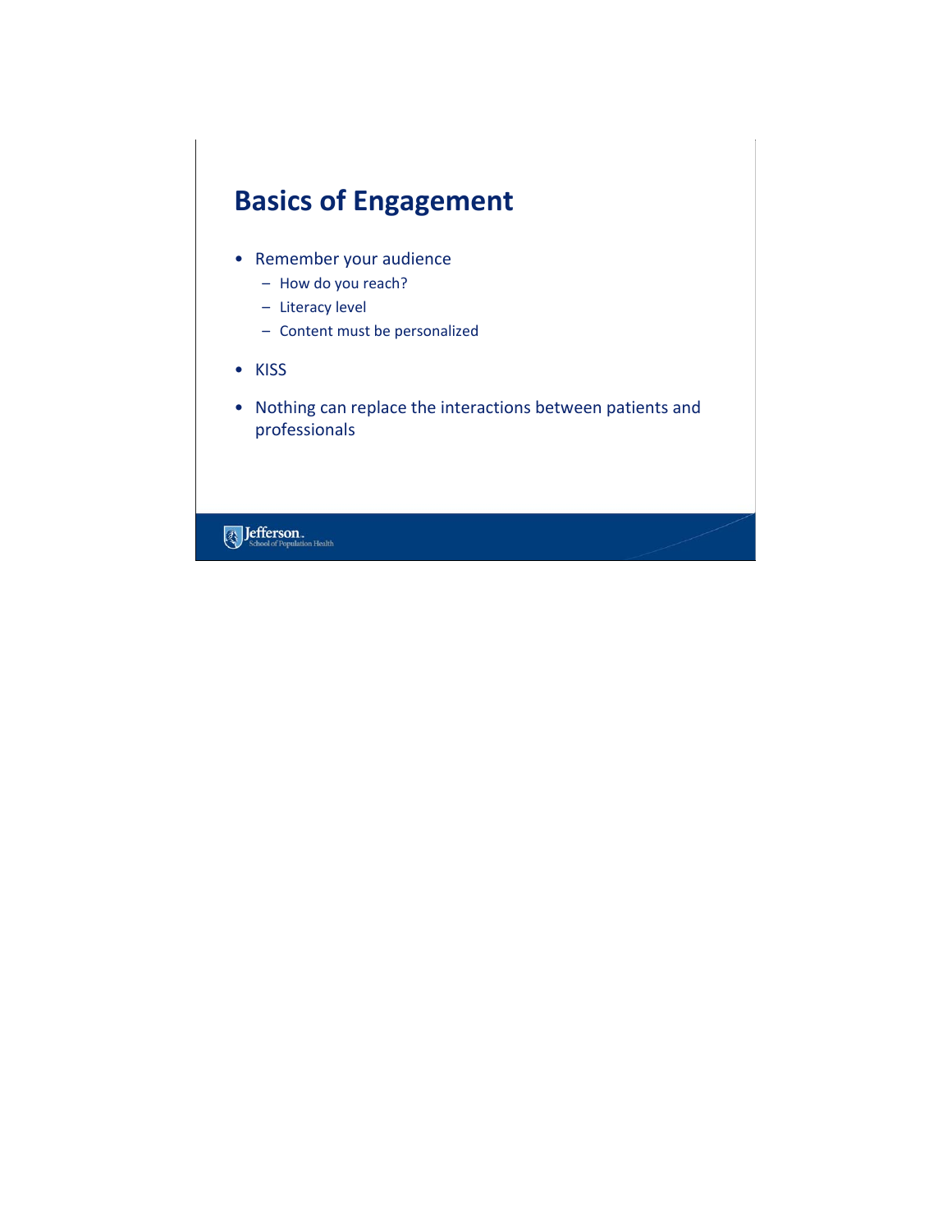# Basics of Engagement

- Remember your audience
  - How do you reach?
  - Literacy level
  - Content must be personalized
- KISS
- Nothing can replace the interactions between patients and professionals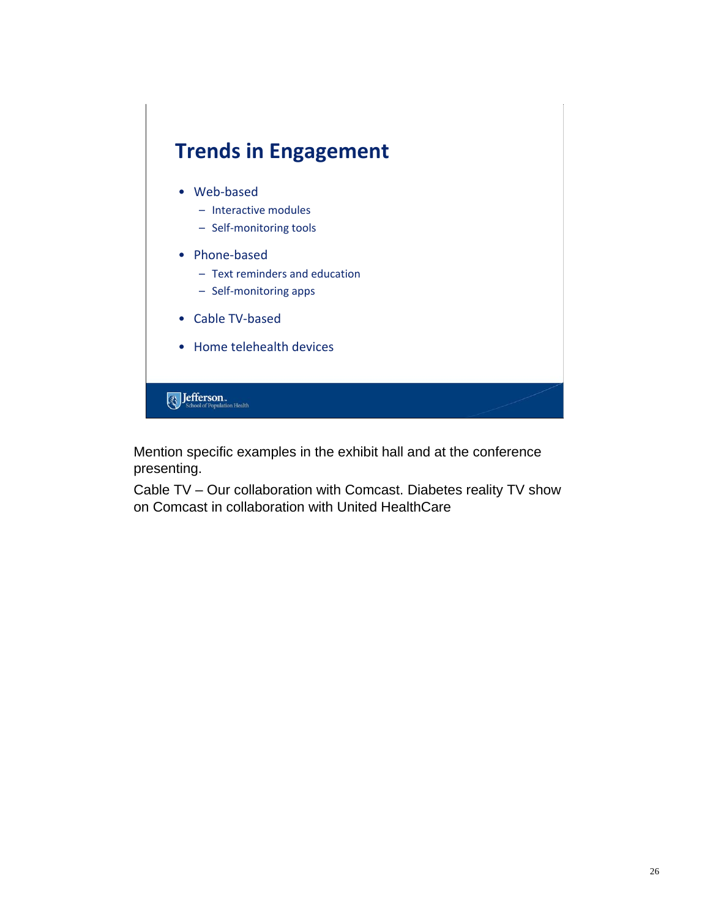## Trends in Engagement

- Web-based
  - Interactive modules
  - Self-monitoring tools
- Phone-based
  - Text reminders and education
  - Self-monitoring apps
- Cable TV-based
- Home telehealth devices

Jefferson. School of Population Health

Mention specific examples in the exhibit hall and at the conference presenting.

Cable TV – Our collaboration with Comcast. Diabetes reality TV show on Comcast in collaboration with United HealthCare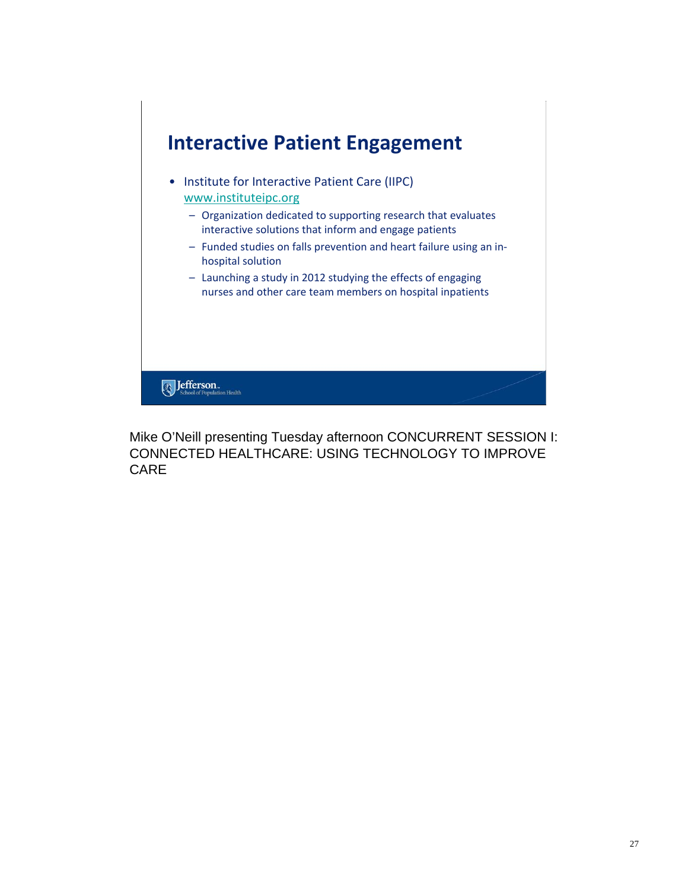## Interactive Patient Engagement

- Institute for Interactive Patient Care (IIPC) www.instituteipc.org
  - Organization dedicated to supporting research that evaluates interactive solutions that inform and engage patients
  - Funded studies on falls prevention and heart failure using an in-hospital solution
  - Launching a study in 2012 studying the effects of engaging nurses and other care team members on hospital inpatients

Jefferson. School of Population Health

Mike O'Neill presenting Tuesday afternoon CONCURRENT SESSION I: CONNECTED HEALTHCARE: USING TECHNOLOGY TO IMPROVE CARE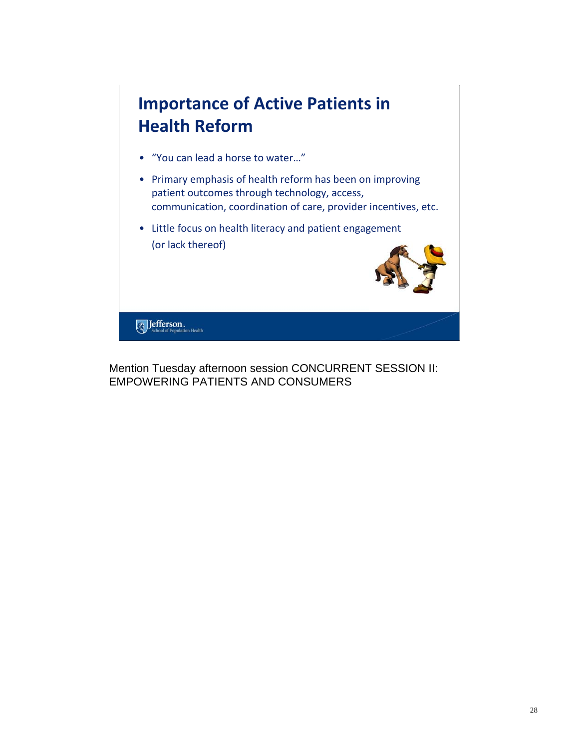## Importance of Active Patients in Health Reform

- "You can lead a horse to water…"
- Primary emphasis of health reform has been on improving patient outcomes through technology, access, communication, coordination of care, provider incentives, etc.
- Little focus on health literacy and patient engagement (or lack thereof)

Jefferson. School of Population Health

Mention Tuesday afternoon session CONCURRENT SESSION II: EMPOWERING PATIENTS AND CONSUMERS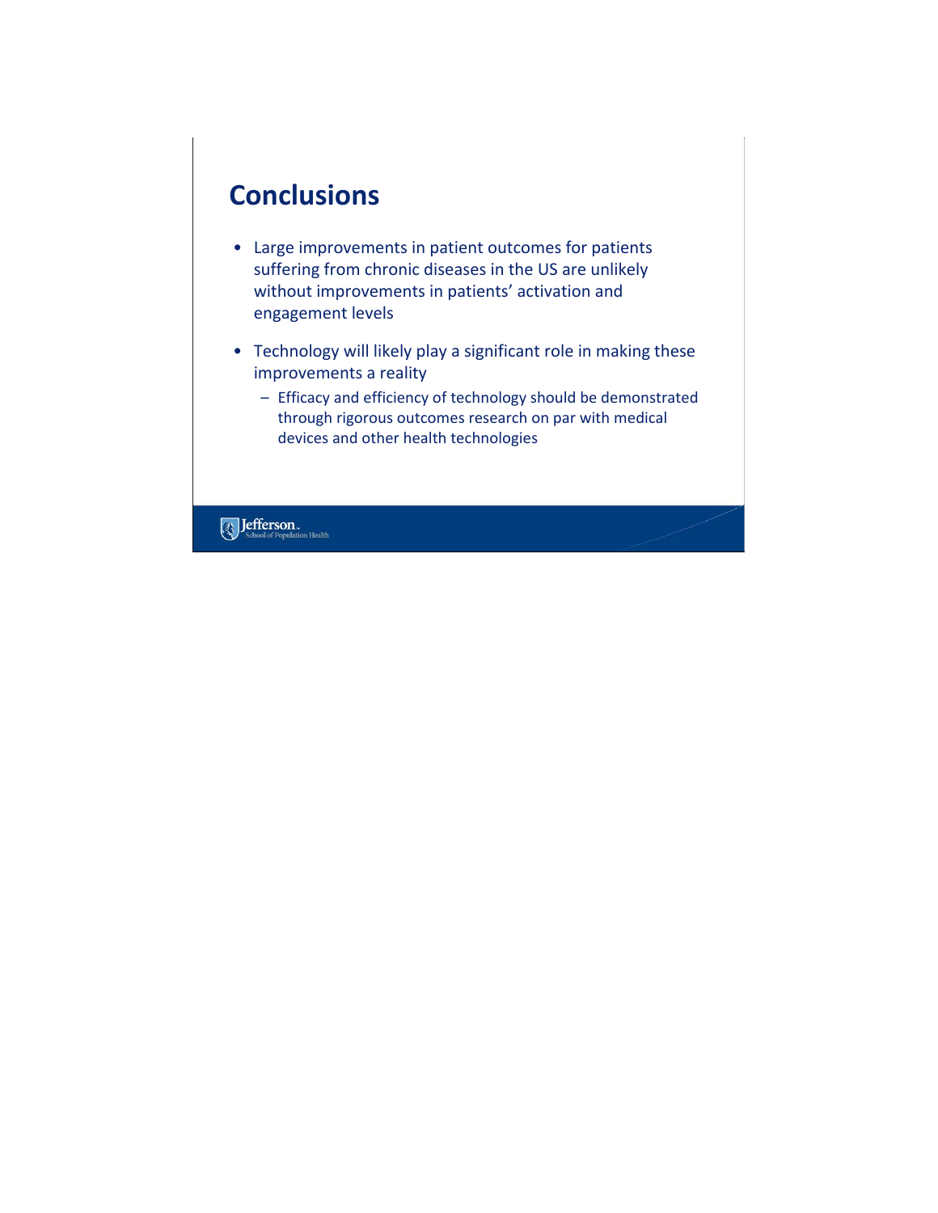## Conclusions

- Large improvements in patient outcomes for patients suffering from chronic diseases in the US are unlikely without improvements in patients' activation and engagement levels
- Technology will likely play a significant role in making these improvements a reality
  - Efficacy and efficiency of technology should be demonstrated through rigorous outcomes research on par with medical devices and other health technologies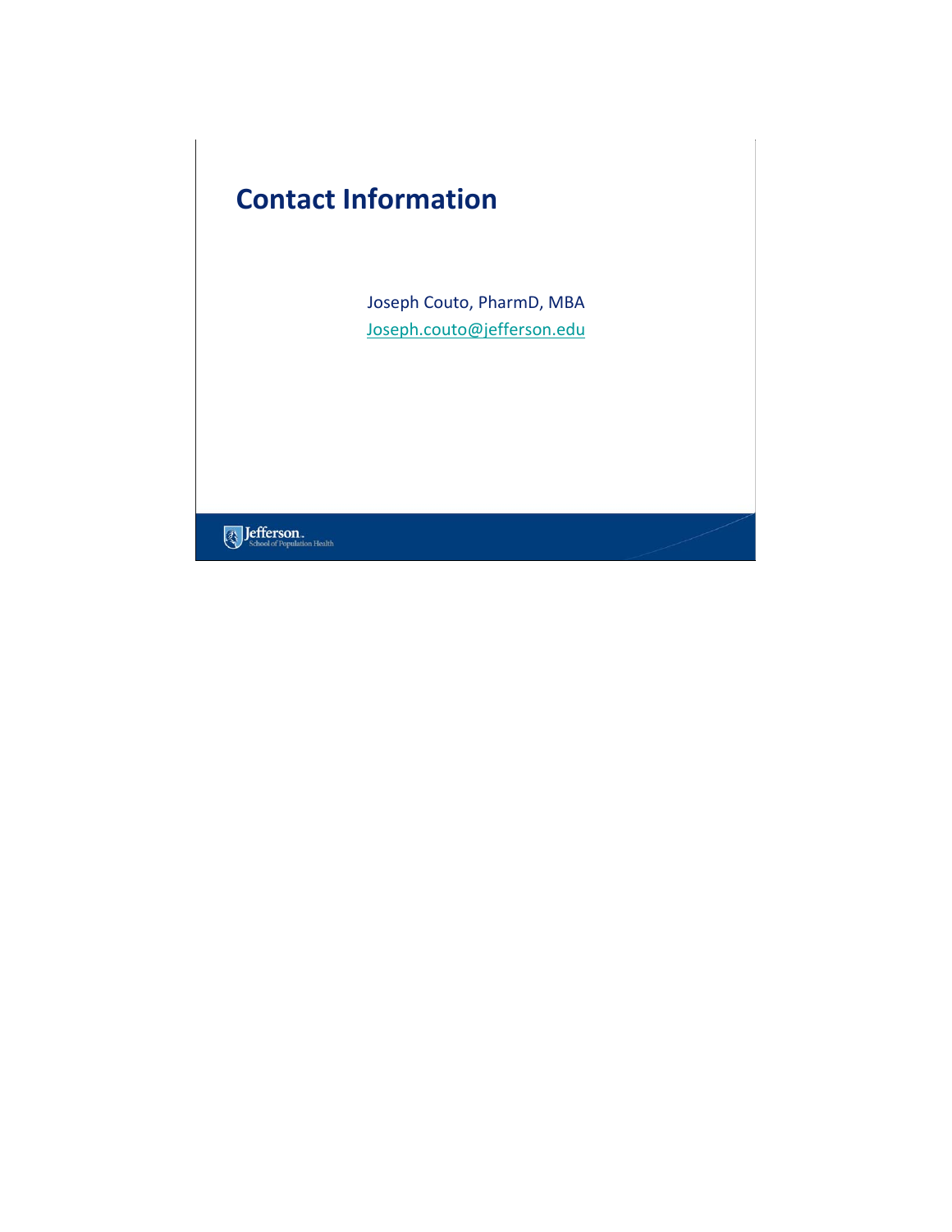# Contact Information

Joseph Couto, PharmD, MBA

Joseph.couto@jefferson.edu